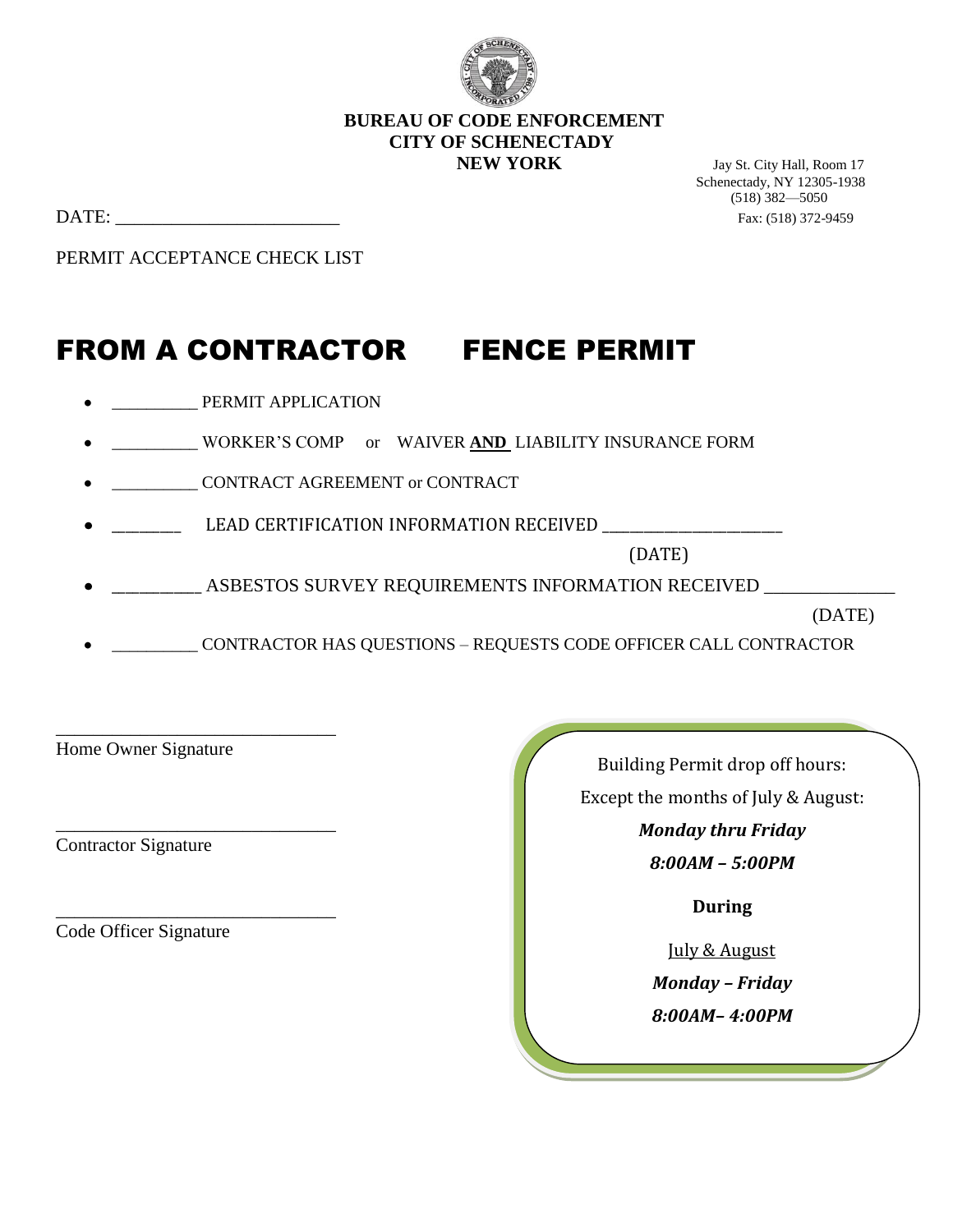**BUREAU OF CODE ENFORCEMENT**
**CITY OF SCHENECTADY**
**NEW YORK**

Jay St. City Hall, Room 17
Schenectady, NY 12305-1938
(518) 382—5050
Fax: (518) 372-9459

DATE: ________________________

PERMIT ACCEPTANCE CHECK LIST

# FROM A CONTRACTOR FENCE PERMIT

- __________ PERMIT APPLICATION
- __________ WORKER'S COMP or WAIVER **AND** LIABILITY INSURANCE FORM
- __________ CONTRACT AGREEMENT or CONTRACT
- ________ LEAD CERTIFICATION INFORMATION RECEIVED ______________________ (DATE)
- _________ ASBESTOS SURVEY REQUIREMENTS INFORMATION RECEIVED ______________ (DATE)
- __________ CONTRACTOR HAS QUESTIONS – REQUESTS CODE OFFICER CALL CONTRACTOR

______________________________
Home Owner Signature

______________________________
Contractor Signature

______________________________
Code Officer Signature

Building Permit drop off hours:

Except the months of July & August:

***Monday thru Friday***

***8:00AM – 5:00PM***

**During**

July & August

***Monday – Friday***

***8:00AM– 4:00PM***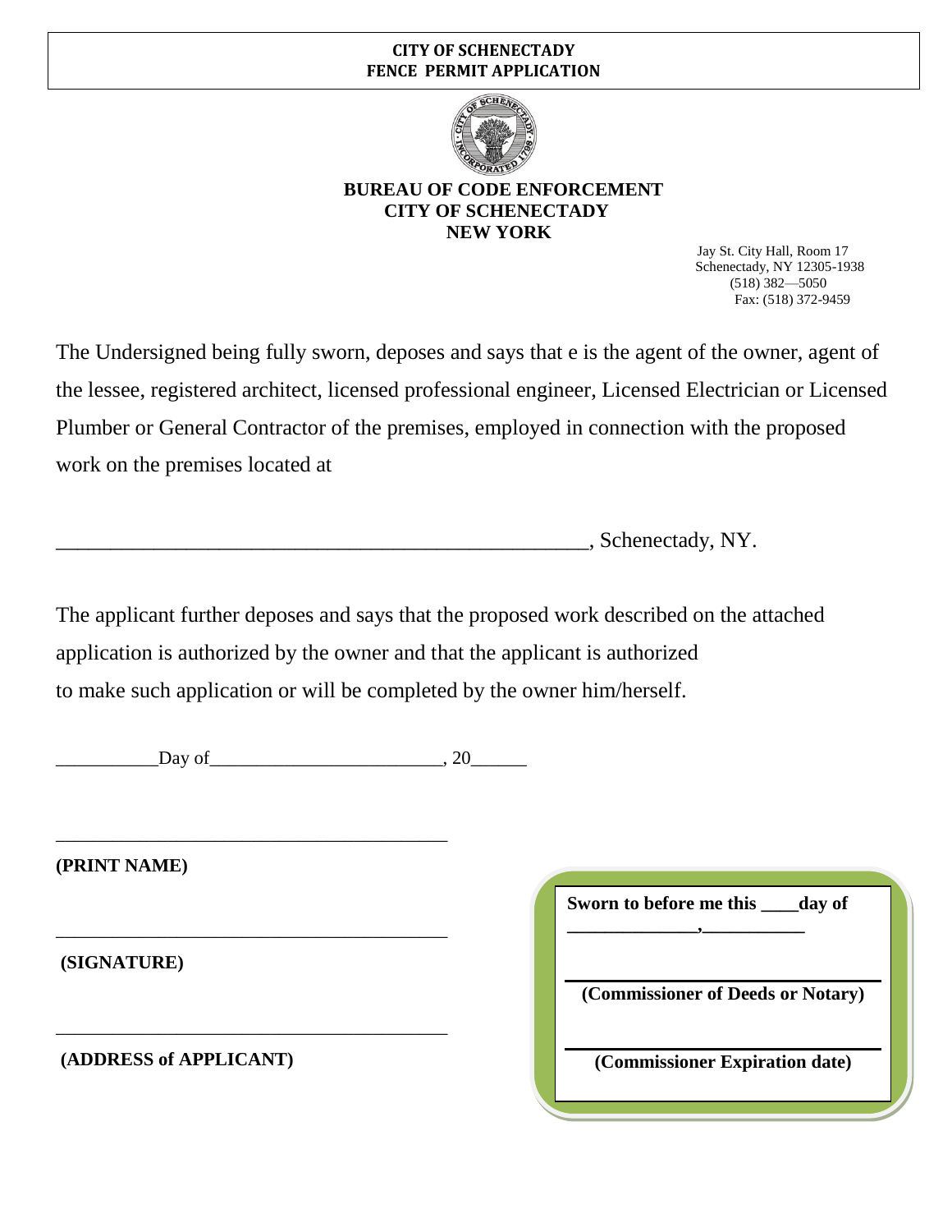**CITY OF SCHENECTADY**
**FENCE PERMIT APPLICATION**

**BUREAU OF CODE ENFORCEMENT**
**CITY OF SCHENECTADY**
**NEW YORK**

Jay St. City Hall, Room 17
Schenectady, NY 12305-1938
(518) 382—5050
Fax: (518) 372-9459

The Undersigned being fully sworn, deposes and says that e is the agent of the owner, agent of the lessee, registered architect, licensed professional engineer, Licensed Electrician or Licensed Plumber or General Contractor of the premises, employed in connection with the proposed work on the premises located at

__________________________________________________, Schenectady, NY.

The applicant further deposes and says that the proposed work described on the attached application is authorized by the owner and that the applicant is authorized to make such application or will be completed by the owner him/herself.

___________Day of_________________________, 20______

_________________________________________

**(PRINT NAME)**

_________________________________________

**(SIGNATURE)**

_________________________________________

**(ADDRESS of APPLICANT)**

**Sworn to before me this ____day of ______________,___________**

_________________________________________

**(Commissioner of Deeds or Notary)**

_________________________________________

**(Commissioner Expiration date)**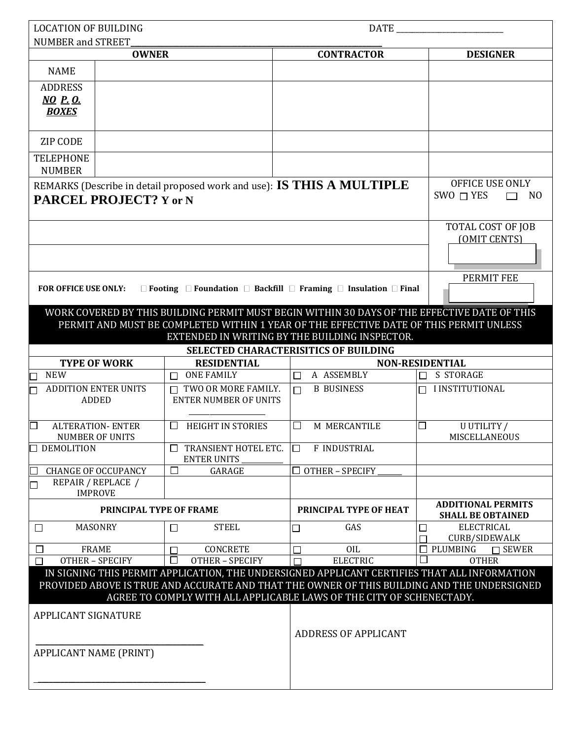LOCATION OF BUILDING DATE ___________________________

NUMBER and STREET_____________________________________________________________

| | OWNER | CONTRACTOR | DESIGNER |
|---|---|---|---|
| NAME | | | |
| ADDRESS ***NO P. O. BOXES*** | | | |
| ZIP CODE | | | |
| TELEPHONE NUMBER | | | |

| | |
|---|---|
| REMARKS (Describe in detail proposed work and use): **IS THIS A MULTIPLE PARCEL PROJECT? Y or N** | OFFICE USE ONLY<br>SWO ☐ YES ☐ NO |
| | TOTAL COST OF JOB (OMIT CENTS) |
| **FOR OFFICE USE ONLY:** ☐ **Footing** ☐ **Foundation** ☐ **Backfill** ☐ **Framing** ☐ **Insulation** ☐ **Final** | PERMIT FEE |

**WORK COVERED BY THIS BUILDING PERMIT MUST BEGIN WITHIN 30 DAYS OF THE EFFECTIVE DATE OF THIS PERMIT AND MUST BE COMPLETED WITHIN 1 YEAR OF THE EFFECTIVE DATE OF THIS PERMIT UNLESS EXTENDED IN WRITING BY THE BUILDING INSPECTOR.**

**SELECTED CHARACTERISITICS OF BUILDING**

| TYPE OF WORK | RESIDENTIAL | NON-RESIDENTIAL | |
|---|---|---|---|
| ☐ NEW | ☐ ONE FAMILY | ☐ A ASSEMBLY | ☐ S STORAGE |
| ☐ ADDITION ENTER UNITS ADDED | ☐ TWO OR MORE FAMILY. ENTER NUMBER OF UNITS ____________ | ☐ B BUSINESS | ☐ I INSTITUTIONAL |
| ☐ ALTERATION- ENTER NUMBER OF UNITS | ☐ HEIGHT IN STORIES | ☐ M MERCANTILE | ☐ U UTILITY / MISCELLANEOUS |
| ☐ DEMOLITION | ☐ TRANSIENT HOTEL ETC. ENTER UNITS ___________ | ☐ F INDUSTRIAL | |
| ☐ CHANGE OF OCCUPANCY | ☐ GARAGE | ☐ OTHER – SPECIFY ______ | |
| ☐ REPAIR / REPLACE / IMPROVE | | | |
| **PRINCIPAL TYPE OF FRAME** | | **PRINCIPAL TYPE OF HEAT** | **ADDITIONAL PERMITS SHALL BE OBTAINED** |
| ☐ MASONRY | ☐ STEEL | ☐ GAS | ☐ ELECTRICAL<br>☐ CURB/SIDEWALK |
| ☐ FRAME | ☐ CONCRETE | ☐ OIL | ☐ PLUMBING ☐ SEWER |
| ☐ OTHER – SPECIFY | ☐ OTHER – SPECIFY | ☐ ELECTRIC | ☐ OTHER |

**IN SIGNING THIS PERMIT APPLICATION, THE UNDERSIGNED APPLICANT CERTIFIES THAT ALL INFORMATION PROVIDED ABOVE IS TRUE AND ACCURATE AND THAT THE OWNER OF THIS BUILDING AND THE UNDERSIGNED AGREE TO COMPLY WITH ALL APPLICABLE LAWS OF THE CITY OF SCHENECTADY.**

| | |
|---|---|
| APPLICANT SIGNATURE<br><br>______________________________<br>APPLICANT NAME (PRINT)<br><br>______________________________ | ADDRESS OF APPLICANT |